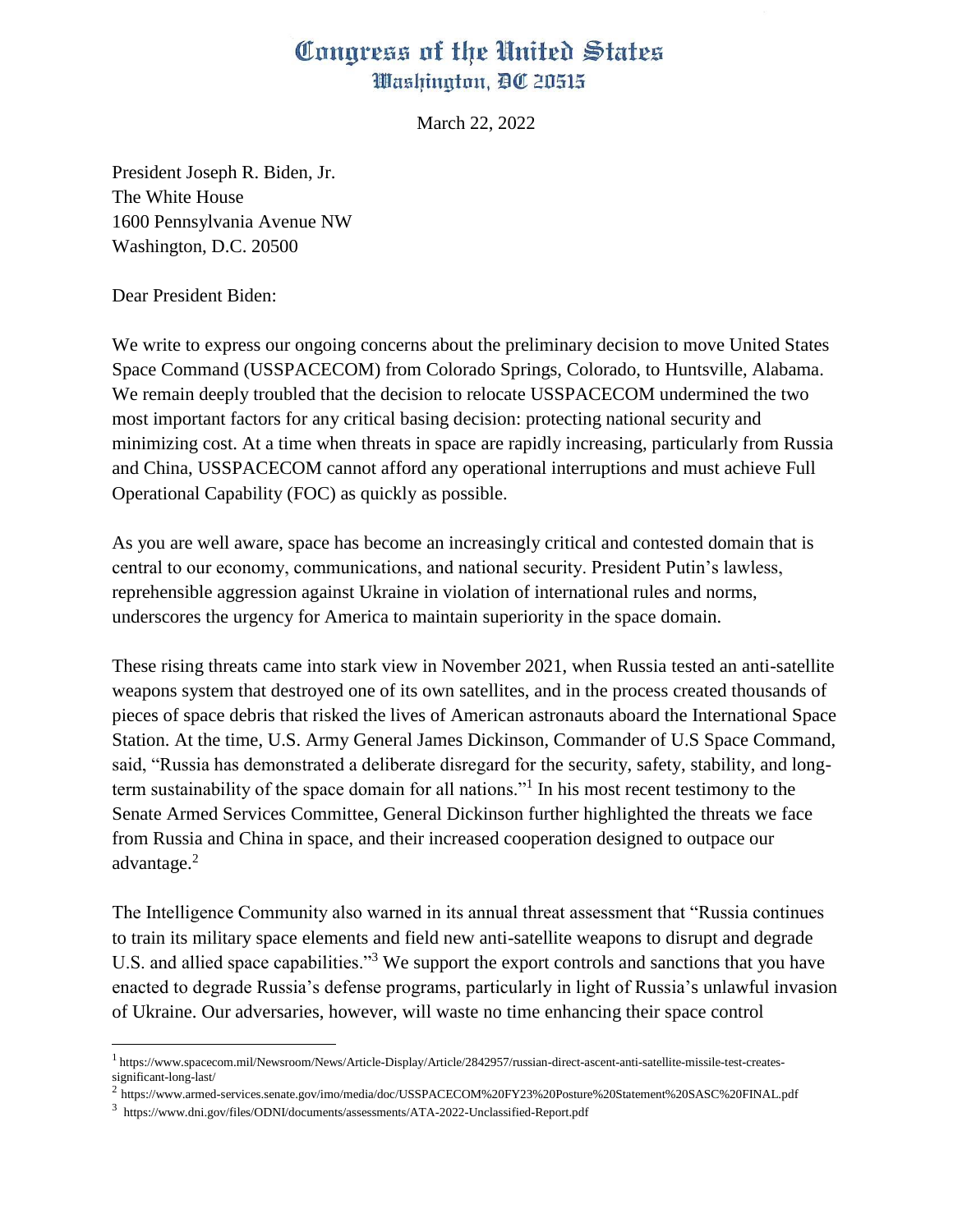# Congress of the United States
## Washington, DC 20515

March 22, 2022

President Joseph R. Biden, Jr.
The White House
1600 Pennsylvania Avenue NW
Washington, D.C. 20500

Dear President Biden:

We write to express our ongoing concerns about the preliminary decision to move United States Space Command (USSPACECOM) from Colorado Springs, Colorado, to Huntsville, Alabama. We remain deeply troubled that the decision to relocate USSPACECOM undermined the two most important factors for any critical basing decision: protecting national security and minimizing cost. At a time when threats in space are rapidly increasing, particularly from Russia and China, USSPACECOM cannot afford any operational interruptions and must achieve Full Operational Capability (FOC) as quickly as possible.

As you are well aware, space has become an increasingly critical and contested domain that is central to our economy, communications, and national security. President Putin's lawless, reprehensible aggression against Ukraine in violation of international rules and norms, underscores the urgency for America to maintain superiority in the space domain.

These rising threats came into stark view in November 2021, when Russia tested an anti-satellite weapons system that destroyed one of its own satellites, and in the process created thousands of pieces of space debris that risked the lives of American astronauts aboard the International Space Station. At the time, U.S. Army General James Dickinson, Commander of U.S Space Command, said, "Russia has demonstrated a deliberate disregard for the security, safety, stability, and long-term sustainability of the space domain for all nations."[1] In his most recent testimony to the Senate Armed Services Committee, General Dickinson further highlighted the threats we face from Russia and China in space, and their increased cooperation designed to outpace our advantage.[2]

The Intelligence Community also warned in its annual threat assessment that "Russia continues to train its military space elements and field new anti-satellite weapons to disrupt and degrade U.S. and allied space capabilities."[3] We support the export controls and sanctions that you have enacted to degrade Russia's defense programs, particularly in light of Russia's unlawful invasion of Ukraine. Our adversaries, however, will waste no time enhancing their space control

---

[1] https://www.spacecom.mil/Newsroom/News/Article-Display/Article/2842957/russian-direct-ascent-anti-satellite-missile-test-creates-significant-long-last/

[2] https://www.armed-services.senate.gov/imo/media/doc/USSPACECOM%20FY23%20Posture%20Statement%20SASC%20FINAL.pdf

[3] https://www.dni.gov/files/ODNI/documents/assessments/ATA-2022-Unclassified-Report.pdf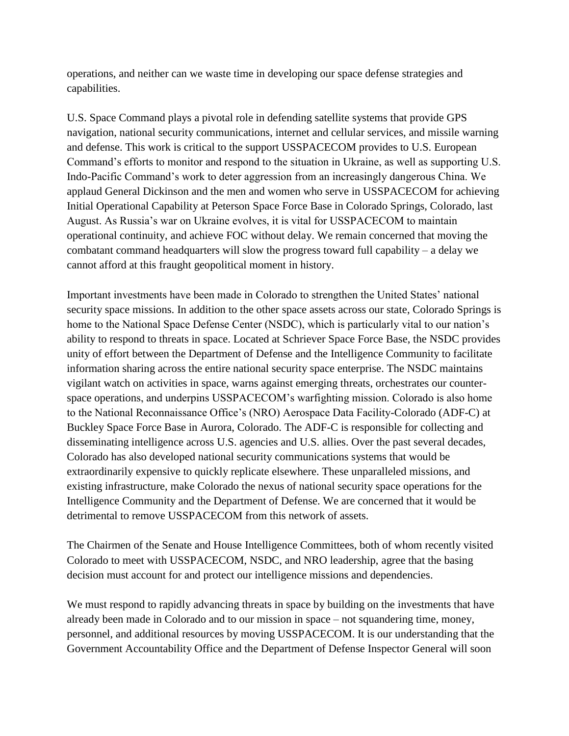operations, and neither can we waste time in developing our space defense strategies and capabilities.

U.S. Space Command plays a pivotal role in defending satellite systems that provide GPS navigation, national security communications, internet and cellular services, and missile warning and defense. This work is critical to the support USSPACECOM provides to U.S. European Command's efforts to monitor and respond to the situation in Ukraine, as well as supporting U.S. Indo-Pacific Command's work to deter aggression from an increasingly dangerous China. We applaud General Dickinson and the men and women who serve in USSPACECOM for achieving Initial Operational Capability at Peterson Space Force Base in Colorado Springs, Colorado, last August. As Russia's war on Ukraine evolves, it is vital for USSPACECOM to maintain operational continuity, and achieve FOC without delay. We remain concerned that moving the combatant command headquarters will slow the progress toward full capability – a delay we cannot afford at this fraught geopolitical moment in history.

Important investments have been made in Colorado to strengthen the United States' national security space missions. In addition to the other space assets across our state, Colorado Springs is home to the National Space Defense Center (NSDC), which is particularly vital to our nation's ability to respond to threats in space. Located at Schriever Space Force Base, the NSDC provides unity of effort between the Department of Defense and the Intelligence Community to facilitate information sharing across the entire national security space enterprise. The NSDC maintains vigilant watch on activities in space, warns against emerging threats, orchestrates our counter-space operations, and underpins USSPACECOM's warfighting mission. Colorado is also home to the National Reconnaissance Office's (NRO) Aerospace Data Facility-Colorado (ADF-C) at Buckley Space Force Base in Aurora, Colorado. The ADF-C is responsible for collecting and disseminating intelligence across U.S. agencies and U.S. allies. Over the past several decades, Colorado has also developed national security communications systems that would be extraordinarily expensive to quickly replicate elsewhere. These unparalleled missions, and existing infrastructure, make Colorado the nexus of national security space operations for the Intelligence Community and the Department of Defense. We are concerned that it would be detrimental to remove USSPACECOM from this network of assets.

The Chairmen of the Senate and House Intelligence Committees, both of whom recently visited Colorado to meet with USSPACECOM, NSDC, and NRO leadership, agree that the basing decision must account for and protect our intelligence missions and dependencies.

We must respond to rapidly advancing threats in space by building on the investments that have already been made in Colorado and to our mission in space – not squandering time, money, personnel, and additional resources by moving USSPACECOM. It is our understanding that the Government Accountability Office and the Department of Defense Inspector General will soon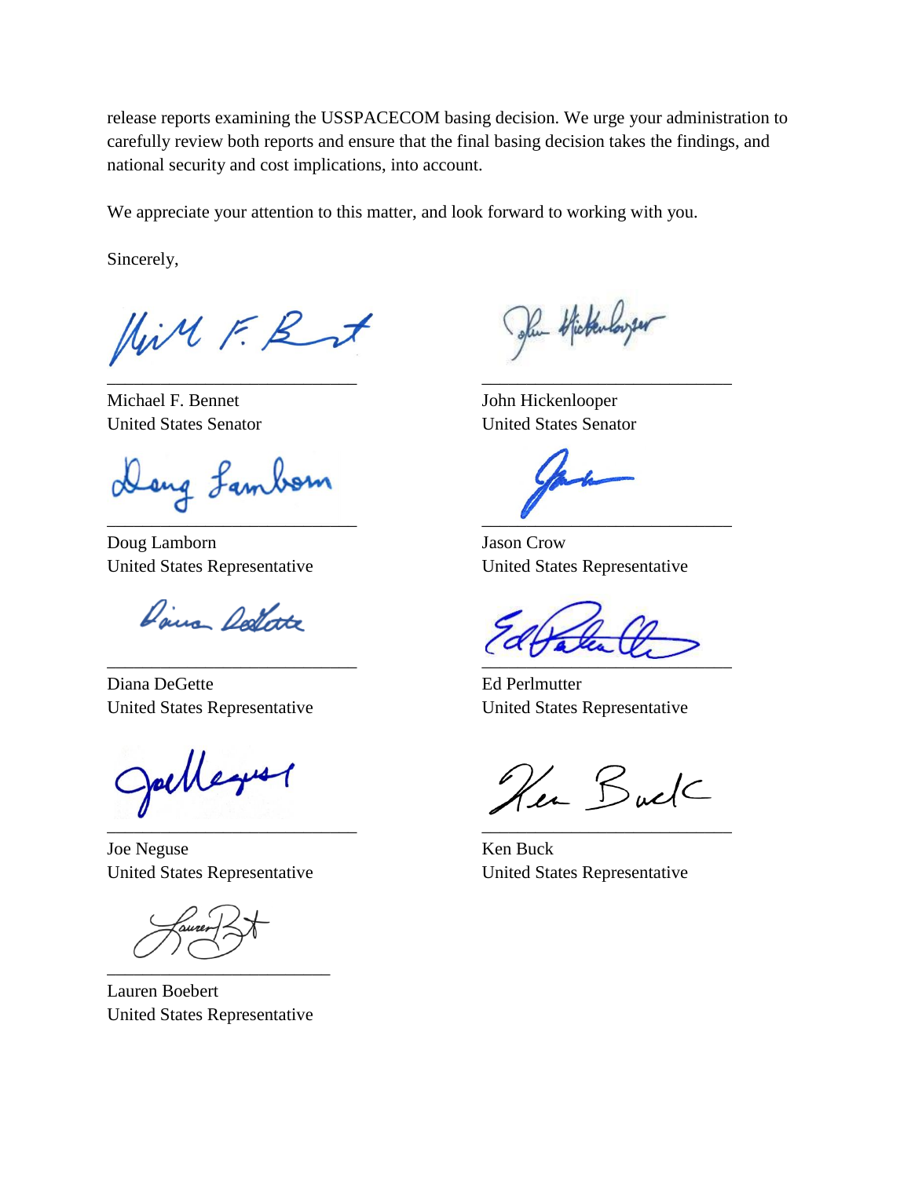release reports examining the USSPACECOM basing decision. We urge your administration to carefully review both reports and ensure that the final basing decision takes the findings, and national security and cost implications, into account.

We appreciate your attention to this matter, and look forward to working with you.

Sincerely,

Michael F. Bennet
United States Senator

John Hickenlooper
United States Senator

Doug Lamborn
United States Representative

Jason Crow
United States Representative

Diana DeGette
United States Representative

Ed Perlmutter
United States Representative

Joe Neguse
United States Representative

Ken Buck
United States Representative

Lauren Boebert
United States Representative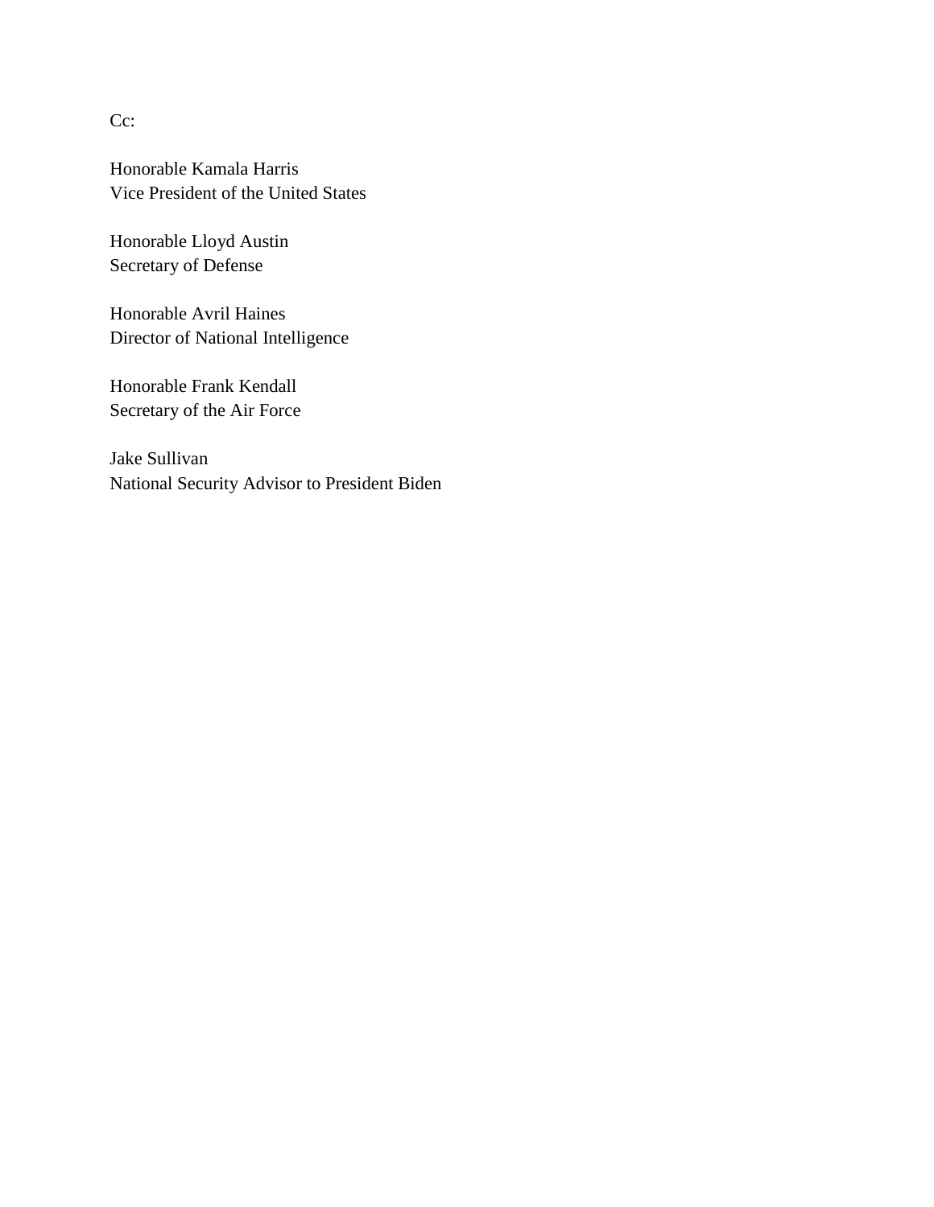Cc:

Honorable Kamala Harris
Vice President of the United States

Honorable Lloyd Austin
Secretary of Defense

Honorable Avril Haines
Director of National Intelligence

Honorable Frank Kendall
Secretary of the Air Force

Jake Sullivan
National Security Advisor to President Biden